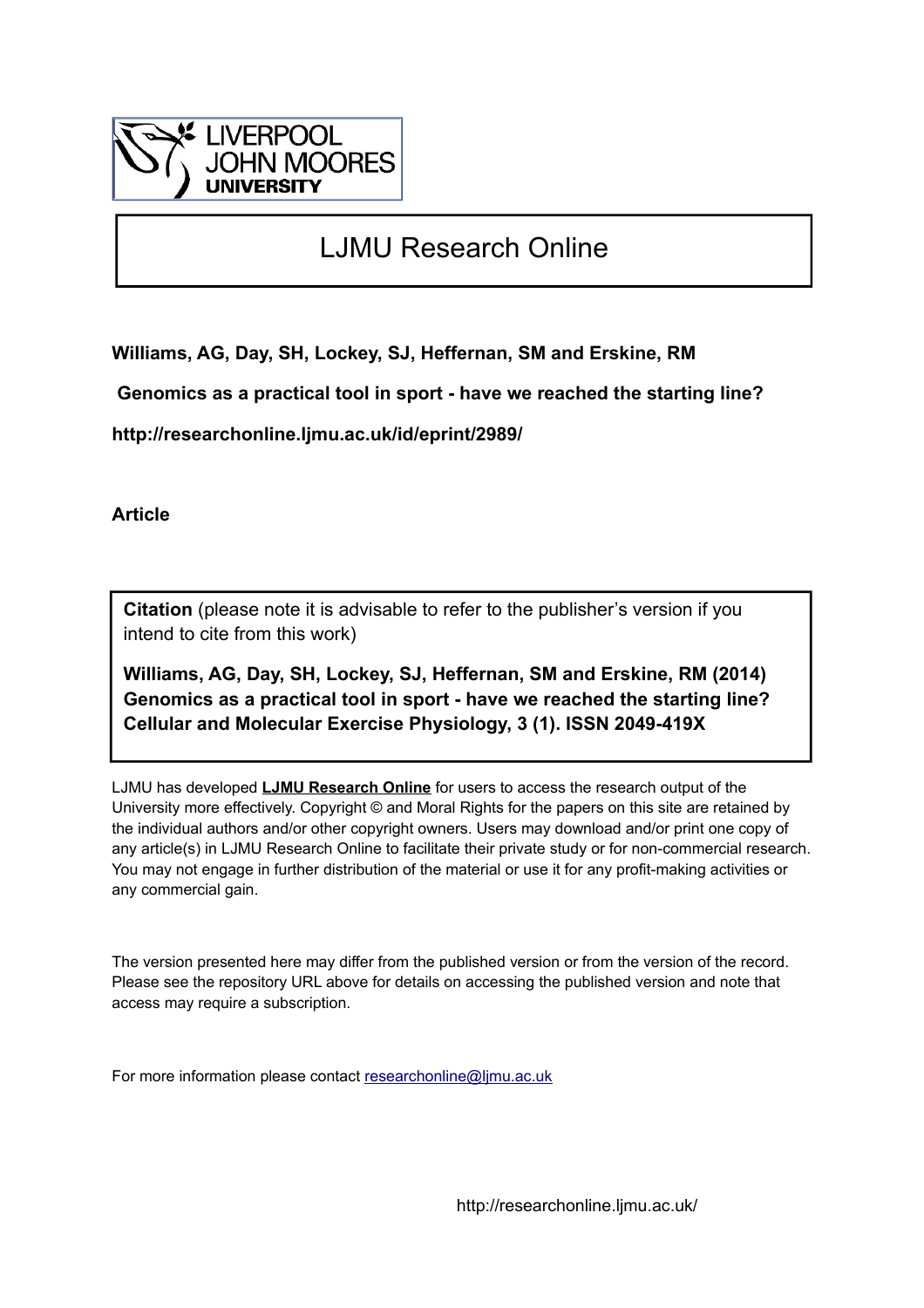LIVERPOOL JOHN MOORES UNIVERSITY

# LJMU Research Online

**Williams, AG, Day, SH, Lockey, SJ, Heffernan, SM and Erskine, RM**

**Genomics as a practical tool in sport - have we reached the starting line?**

**http://researchonline.ljmu.ac.uk/id/eprint/2989/**

**Article**

**Citation** (please note it is advisable to refer to the publisher's version if you intend to cite from this work)

**Williams, AG, Day, SH, Lockey, SJ, Heffernan, SM and Erskine, RM (2014) Genomics as a practical tool in sport - have we reached the starting line? Cellular and Molecular Exercise Physiology, 3 (1). ISSN 2049-419X**

LJMU has developed **LJMU Research Online** for users to access the research output of the University more effectively. Copyright © and Moral Rights for the papers on this site are retained by the individual authors and/or other copyright owners. Users may download and/or print one copy of any article(s) in LJMU Research Online to facilitate their private study or for non-commercial research. You may not engage in further distribution of the material or use it for any profit-making activities or any commercial gain.

The version presented here may differ from the published version or from the version of the record. Please see the repository URL above for details on accessing the published version and note that access may require a subscription.

For more information please contact researchonline@ljmu.ac.uk

http://researchonline.ljmu.ac.uk/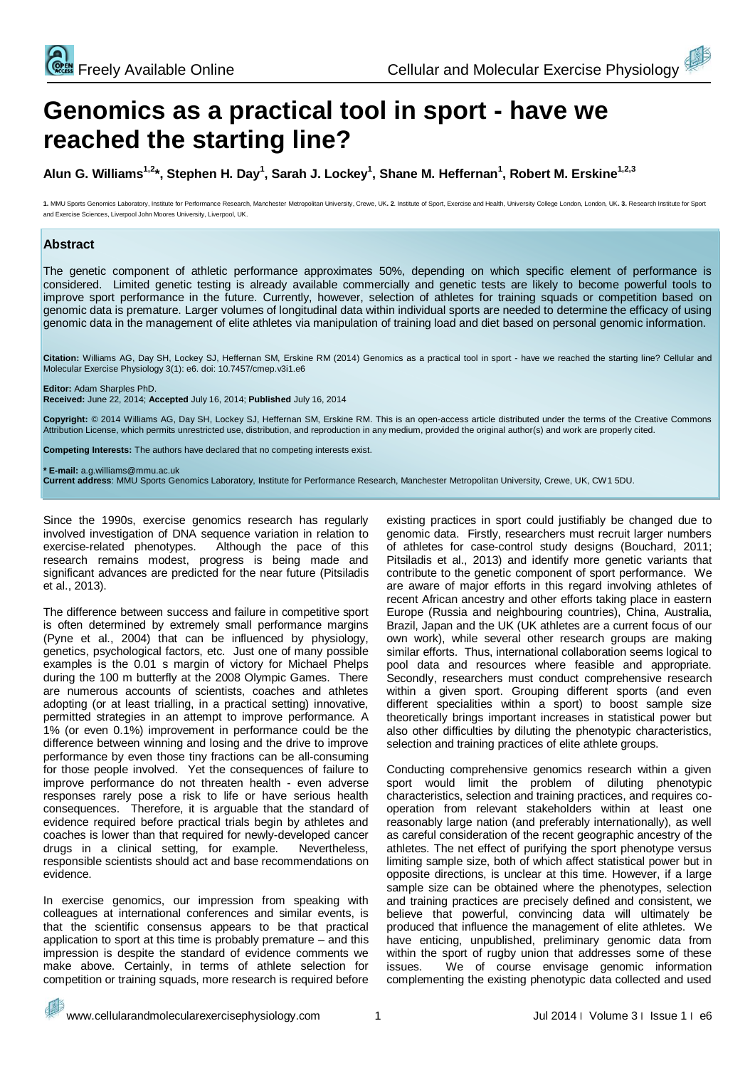# Genomics as a practical tool in sport - have we reached the starting line?

**Alun G. Williams[1,2]*, Stephen H. Day[1], Sarah J. Lockey[1], Shane M. Heffernan[1], Robert M. Erskine[1,2,3]**

**1.** MMU Sports Genomics Laboratory, Institute for Performance Research, Manchester Metropolitan University, Crewe, UK. **2**. Institute of Sport, Exercise and Health, University College London, London, UK. **3.** Research Institute for Sport and Exercise Sciences, Liverpool John Moores University, Liverpool, UK.

## Abstract

The genetic component of athletic performance approximates 50%, depending on which specific element of performance is considered. Limited genetic testing is already available commercially and genetic tests are likely to become powerful tools to improve sport performance in the future. Currently, however, selection of athletes for training squads or competition based on genomic data is premature. Larger volumes of longitudinal data within individual sports are needed to determine the efficacy of using genomic data in the management of elite athletes via manipulation of training load and diet based on personal genomic information.

**Citation:** Williams AG, Day SH, Lockey SJ, Heffernan SM, Erskine RM (2014) Genomics as a practical tool in sport - have we reached the starting line? Cellular and Molecular Exercise Physiology 3(1): e6. doi: 10.7457/cmep.v3i1.e6

**Editor:** Adam Sharples PhD.
**Received:** June 22, 2014; **Accepted** July 16, 2014; **Published** July 16, 2014

**Copyright:** © 2014 Williams AG, Day SH, Lockey SJ, Heffernan SM, Erskine RM. This is an open-access article distributed under the terms of the Creative Commons Attribution License, which permits unrestricted use, distribution, and reproduction in any medium, provided the original author(s) and work are properly cited.

**Competing Interests:** The authors have declared that no competing interests exist.

**\* E-mail:** a.g.williams@mmu.ac.uk
**Current address**: MMU Sports Genomics Laboratory, Institute for Performance Research, Manchester Metropolitan University, Crewe, UK, CW1 5DU.

Since the 1990s, exercise genomics research has regularly involved investigation of DNA sequence variation in relation to exercise-related phenotypes. Although the pace of this research remains modest, progress is being made and significant advances are predicted for the near future (Pitsiladis et al., 2013).

The difference between success and failure in competitive sport is often determined by extremely small performance margins (Pyne et al., 2004) that can be influenced by physiology, genetics, psychological factors, etc. Just one of many possible examples is the 0.01 s margin of victory for Michael Phelps during the 100 m butterfly at the 2008 Olympic Games. There are numerous accounts of scientists, coaches and athletes adopting (or at least trialling, in a practical setting) innovative, permitted strategies in an attempt to improve performance. A 1% (or even 0.1%) improvement in performance could be the difference between winning and losing and the drive to improve performance by even those tiny fractions can be all-consuming for those people involved. Yet the consequences of failure to improve performance do not threaten health - even adverse responses rarely pose a risk to life or have serious health consequences. Therefore, it is arguable that the standard of evidence required before practical trials begin by athletes and coaches is lower than that required for newly-developed cancer drugs in a clinical setting, for example. Nevertheless, responsible scientists should act and base recommendations on evidence.

In exercise genomics, our impression from speaking with colleagues at international conferences and similar events, is that the scientific consensus appears to be that practical application to sport at this time is probably premature – and this impression is despite the standard of evidence comments we make above. Certainly, in terms of athlete selection for competition or training squads, more research is required before existing practices in sport could justifiably be changed due to genomic data. Firstly, researchers must recruit larger numbers of athletes for case-control study designs (Bouchard, 2011; Pitsiladis et al., 2013) and identify more genetic variants that contribute to the genetic component of sport performance. We are aware of major efforts in this regard involving athletes of recent African ancestry and other efforts taking place in eastern Europe (Russia and neighbouring countries), China, Australia, Brazil, Japan and the UK (UK athletes are a current focus of our own work), while several other research groups are making similar efforts. Thus, international collaboration seems logical to pool data and resources where feasible and appropriate. Secondly, researchers must conduct comprehensive research within a given sport. Grouping different sports (and even different specialities within a sport) to boost sample size theoretically brings important increases in statistical power but also other difficulties by diluting the phenotypic characteristics, selection and training practices of elite athlete groups.

Conducting comprehensive genomics research within a given sport would limit the problem of diluting phenotypic characteristics, selection and training practices, and requires co-operation from relevant stakeholders within at least one reasonably large nation (and preferably internationally), as well as careful consideration of the recent geographic ancestry of the athletes. The net effect of purifying the sport phenotype versus limiting sample size, both of which affect statistical power but in opposite directions, is unclear at this time. However, if a large sample size can be obtained where the phenotypes, selection and training practices are precisely defined and consistent, we believe that powerful, convincing data will ultimately be produced that influence the management of elite athletes. We have enticing, unpublished, preliminary genomic data from within the sport of rugby union that addresses some of these issues. We of course envisage genomic information complementing the existing phenotypic data collected and used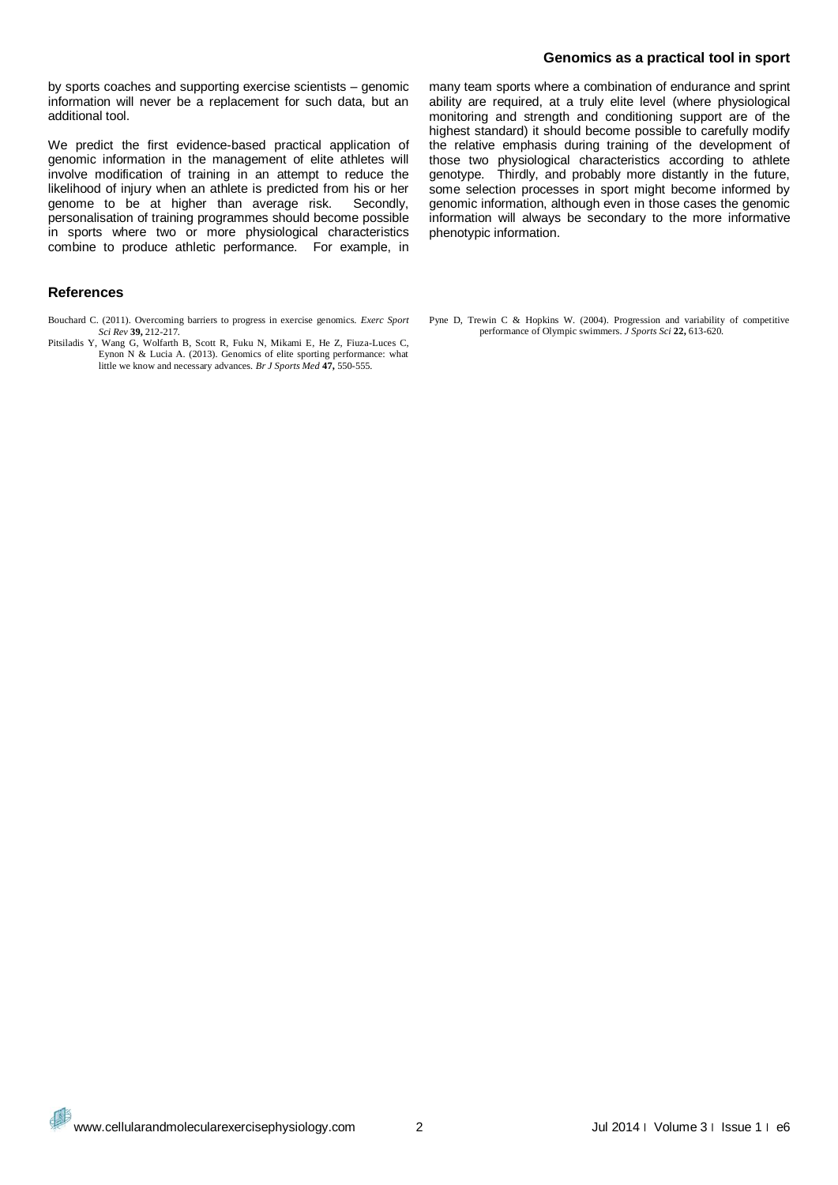by sports coaches and supporting exercise scientists – genomic information will never be a replacement for such data, but an additional tool.

We predict the first evidence-based practical application of genomic information in the management of elite athletes will involve modification of training in an attempt to reduce the likelihood of injury when an athlete is predicted from his or her genome to be at higher than average risk. Secondly, personalisation of training programmes should become possible in sports where two or more physiological characteristics combine to produce athletic performance. For example, in many team sports where a combination of endurance and sprint ability are required, at a truly elite level (where physiological monitoring and strength and conditioning support are of the highest standard) it should become possible to carefully modify the relative emphasis during training of the development of those two physiological characteristics according to athlete genotype. Thirdly, and probably more distantly in the future, some selection processes in sport might become informed by genomic information, although even in those cases the genomic information will always be secondary to the more informative phenotypic information.

## References

Bouchard C. (2011). Overcoming barriers to progress in exercise genomics. *Exerc Sport Sci Rev* **39,** 212-217.

Pitsiladis Y, Wang G, Wolfarth B, Scott R, Fuku N, Mikami E, He Z, Fiuza-Luces C, Eynon N & Lucia A. (2013). Genomics of elite sporting performance: what little we know and necessary advances. *Br J Sports Med* **47,** 550-555.

Pyne D, Trewin C & Hopkins W. (2004). Progression and variability of competitive performance of Olympic swimmers. *J Sports Sci* **22,** 613-620.